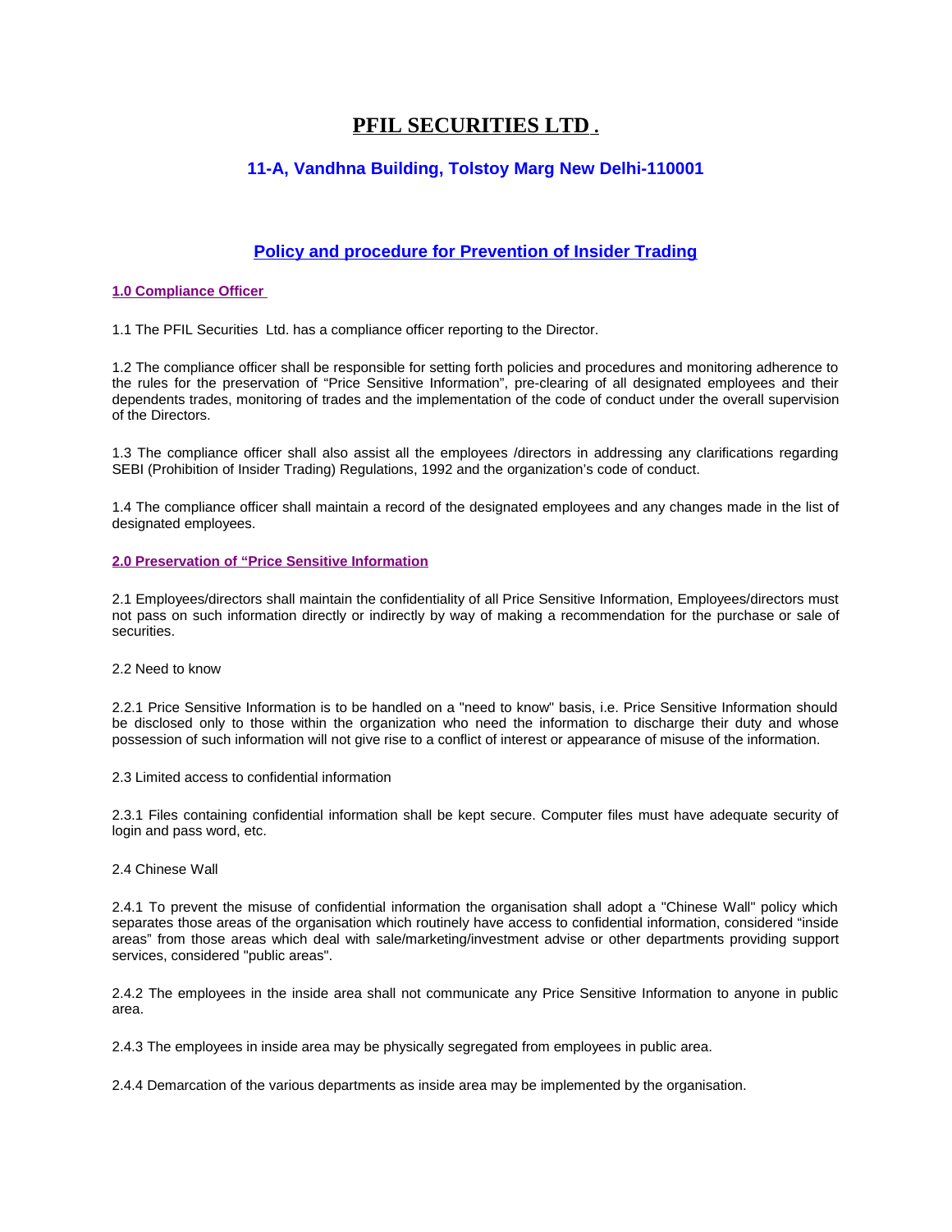# PFIL SECURITIES LTD .

## 11-A, Vandhna Building, Tolstoy Marg New Delhi-110001

## Policy and procedure for Prevention of Insider Trading

### 1.0 Compliance Officer

1.1 The PFIL Securities Ltd. has a compliance officer reporting to the Director.

1.2 The compliance officer shall be responsible for setting forth policies and procedures and monitoring adherence to the rules for the preservation of "Price Sensitive Information", pre-clearing of all designated employees and their dependents trades, monitoring of trades and the implementation of the code of conduct under the overall supervision of the Directors.

1.3 The compliance officer shall also assist all the employees /directors in addressing any clarifications regarding SEBI (Prohibition of Insider Trading) Regulations, 1992 and the organization's code of conduct.

1.4 The compliance officer shall maintain a record of the designated employees and any changes made in the list of designated employees.

### 2.0 Preservation of "Price Sensitive Information

2.1 Employees/directors shall maintain the confidentiality of all Price Sensitive Information, Employees/directors must not pass on such information directly or indirectly by way of making a recommendation for the purchase or sale of securities.

2.2 Need to know

2.2.1 Price Sensitive Information is to be handled on a "need to know" basis, i.e. Price Sensitive Information should be disclosed only to those within the organization who need the information to discharge their duty and whose possession of such information will not give rise to a conflict of interest or appearance of misuse of the information.

2.3 Limited access to confidential information

2.3.1 Files containing confidential information shall be kept secure. Computer files must have adequate security of login and pass word, etc.

2.4 Chinese Wall

2.4.1 To prevent the misuse of confidential information the organisation shall adopt a "Chinese Wall" policy which separates those areas of the organisation which routinely have access to confidential information, considered "inside areas" from those areas which deal with sale/marketing/investment advise or other departments providing support services, considered "public areas".

2.4.2 The employees in the inside area shall not communicate any Price Sensitive Information to anyone in public area.

2.4.3 The employees in inside area may be physically segregated from employees in public area.

2.4.4 Demarcation of the various departments as inside area may be implemented by the organisation.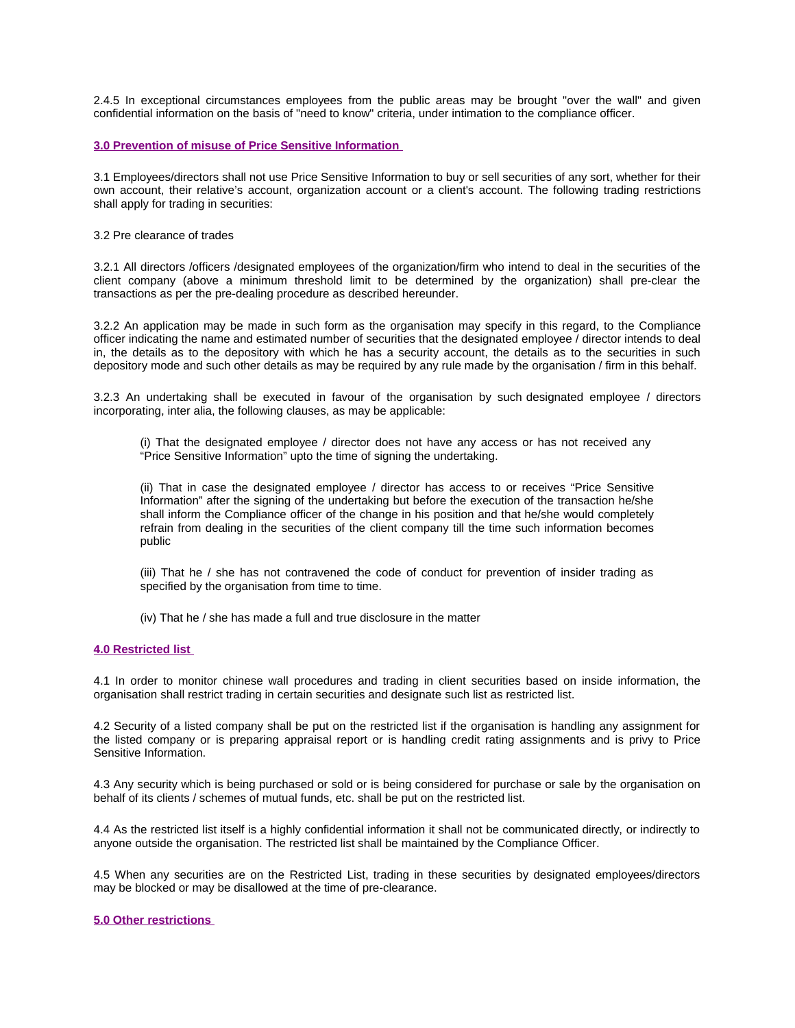2.4.5 In exceptional circumstances employees from the public areas may be brought "over the wall" and given confidential information on the basis of "need to know" criteria, under intimation to the compliance officer.

## 3.0 Prevention of misuse of Price Sensitive Information

3.1 Employees/directors shall not use Price Sensitive Information to buy or sell securities of any sort, whether for their own account, their relative's account, organization account or a client's account. The following trading restrictions shall apply for trading in securities:

3.2 Pre clearance of trades

3.2.1 All directors /officers /designated employees of the organization/firm who intend to deal in the securities of the client company (above a minimum threshold limit to be determined by the organization) shall pre-clear the transactions as per the pre-dealing procedure as described hereunder.

3.2.2 An application may be made in such form as the organisation may specify in this regard, to the Compliance officer indicating the name and estimated number of securities that the designated employee / director intends to deal in, the details as to the depository with which he has a security account, the details as to the securities in such depository mode and such other details as may be required by any rule made by the organisation / firm in this behalf.

3.2.3 An undertaking shall be executed in favour of the organisation by such designated employee / directors incorporating, inter alia, the following clauses, as may be applicable:

> (i) That the designated employee / director does not have any access or has not received any "Price Sensitive Information" upto the time of signing the undertaking.
>
> (ii) That in case the designated employee / director has access to or receives "Price Sensitive Information" after the signing of the undertaking but before the execution of the transaction he/she shall inform the Compliance officer of the change in his position and that he/she would completely refrain from dealing in the securities of the client company till the time such information becomes public
>
> (iii) That he / she has not contravened the code of conduct for prevention of insider trading as specified by the organisation from time to time.
>
> (iv) That he / she has made a full and true disclosure in the matter

## 4.0 Restricted list

4.1 In order to monitor chinese wall procedures and trading in client securities based on inside information, the organisation shall restrict trading in certain securities and designate such list as restricted list.

4.2 Security of a listed company shall be put on the restricted list if the organisation is handling any assignment for the listed company or is preparing appraisal report or is handling credit rating assignments and is privy to Price Sensitive Information.

4.3 Any security which is being purchased or sold or is being considered for purchase or sale by the organisation on behalf of its clients / schemes of mutual funds, etc. shall be put on the restricted list.

4.4 As the restricted list itself is a highly confidential information it shall not be communicated directly, or indirectly to anyone outside the organisation. The restricted list shall be maintained by the Compliance Officer.

4.5 When any securities are on the Restricted List, trading in these securities by designated employees/directors may be blocked or may be disallowed at the time of pre-clearance.

## 5.0 Other restrictions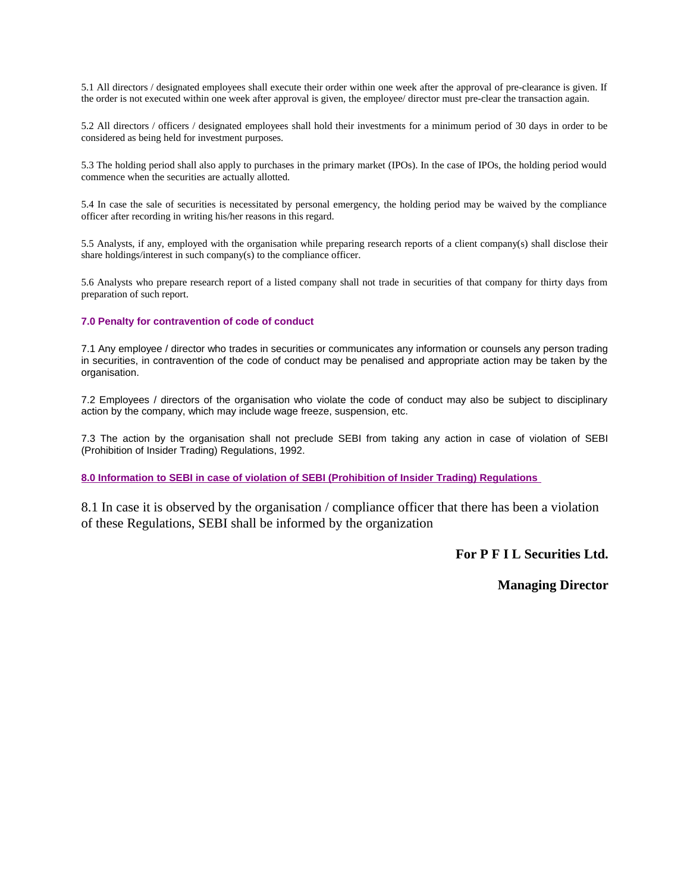5.1 All directors / designated employees shall execute their order within one week after the approval of pre-clearance is given. If the order is not executed within one week after approval is given, the employee/ director must pre-clear the transaction again.

5.2 All directors / officers / designated employees shall hold their investments for a minimum period of 30 days in order to be considered as being held for investment purposes.

5.3 The holding period shall also apply to purchases in the primary market (IPOs). In the case of IPOs, the holding period would commence when the securities are actually allotted.

5.4 In case the sale of securities is necessitated by personal emergency, the holding period may be waived by the compliance officer after recording in writing his/her reasons in this regard.

5.5 Analysts, if any, employed with the organisation while preparing research reports of a client company(s) shall disclose their share holdings/interest in such company(s) to the compliance officer.

5.6 Analysts who prepare research report of a listed company shall not trade in securities of that company for thirty days from preparation of such report.

### 7.0 Penalty for contravention of code of conduct

7.1 Any employee / director who trades in securities or communicates any information or counsels any person trading in securities, in contravention of the code of conduct may be penalised and appropriate action may be taken by the organisation.

7.2 Employees / directors of the organisation who violate the code of conduct may also be subject to disciplinary action by the company, which may include wage freeze, suspension, etc.

7.3 The action by the organisation shall not preclude SEBI from taking any action in case of violation of SEBI (Prohibition of Insider Trading) Regulations, 1992.

### 8.0 Information to SEBI in case of violation of SEBI (Prohibition of Insider Trading) Regulations

8.1 In case it is observed by the organisation / compliance officer that there has been a violation of these Regulations, SEBI shall be informed by the organization

**For P F I L Securities Ltd.**

**Managing Director**